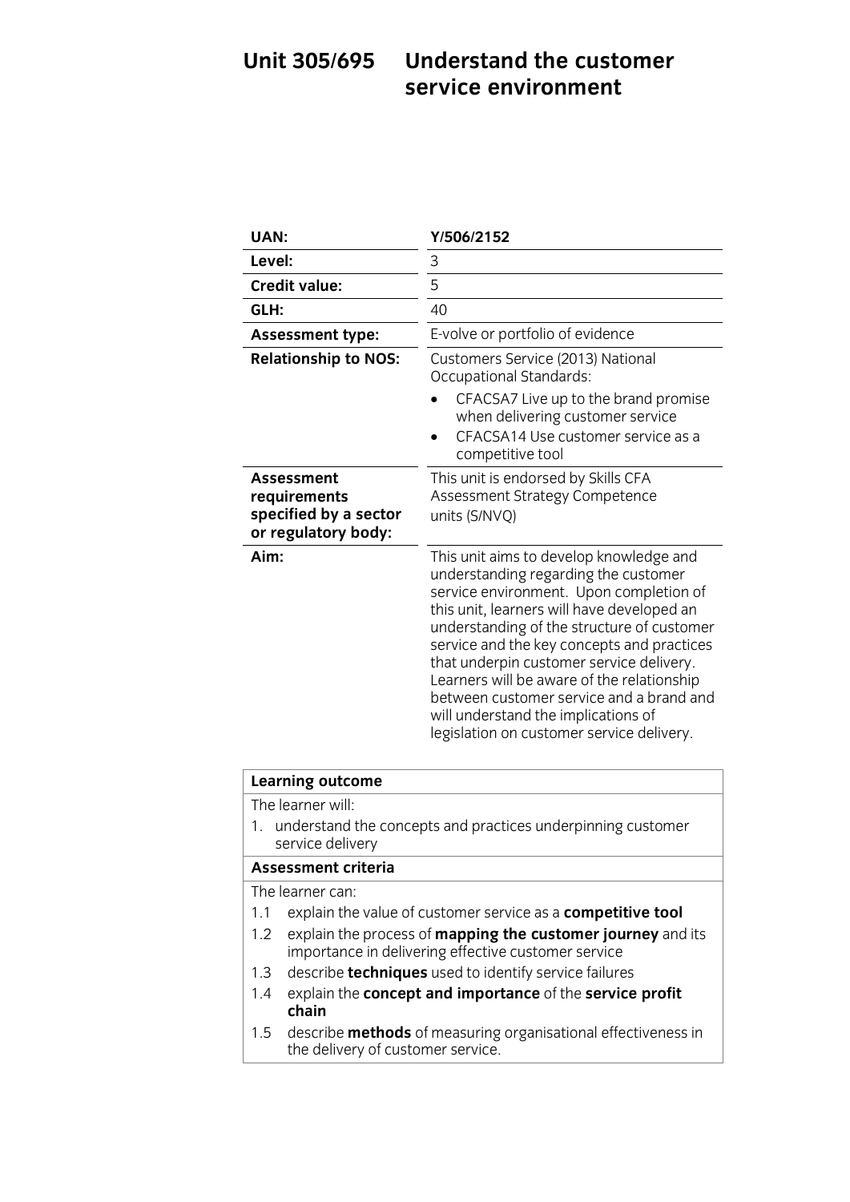# Unit 305/695 Understand the customer service environment

| UAN: | Y/506/2152 |
|---|---|
| Level: | 3 |
| Credit value: | 5 |
| GLH: | 40 |
| Assessment type: | E-volve or portfolio of evidence |
| Relationship to NOS: | Customers Service (2013) National Occupational Standards:<br>• CFACSA7 Live up to the brand promise when delivering customer service<br>• CFACSA14 Use customer service as a competitive tool |
| Assessment requirements specified by a sector or regulatory body: | This unit is endorsed by Skills CFA Assessment Strategy Competence units (S/NVQ) |
| Aim: | This unit aims to develop knowledge and understanding regarding the customer service environment. Upon completion of this unit, learners will have developed an understanding of the structure of customer service and the key concepts and practices that underpin customer service delivery. Learners will be aware of the relationship between customer service and a brand and will understand the implications of legislation on customer service delivery. |

| Learning outcome |
|---|
| The learner will:<br>1. understand the concepts and practices underpinning customer service delivery |
| **Assessment criteria** |
| The learner can:<br>1.1 explain the value of customer service as a **competitive tool**<br>1.2 explain the process of **mapping the customer journey** and its importance in delivering effective customer service<br>1.3 describe **techniques** used to identify service failures<br>1.4 explain the **concept and importance** of the **service profit chain**<br>1.5 describe **methods** of measuring organisational effectiveness in the delivery of customer service. |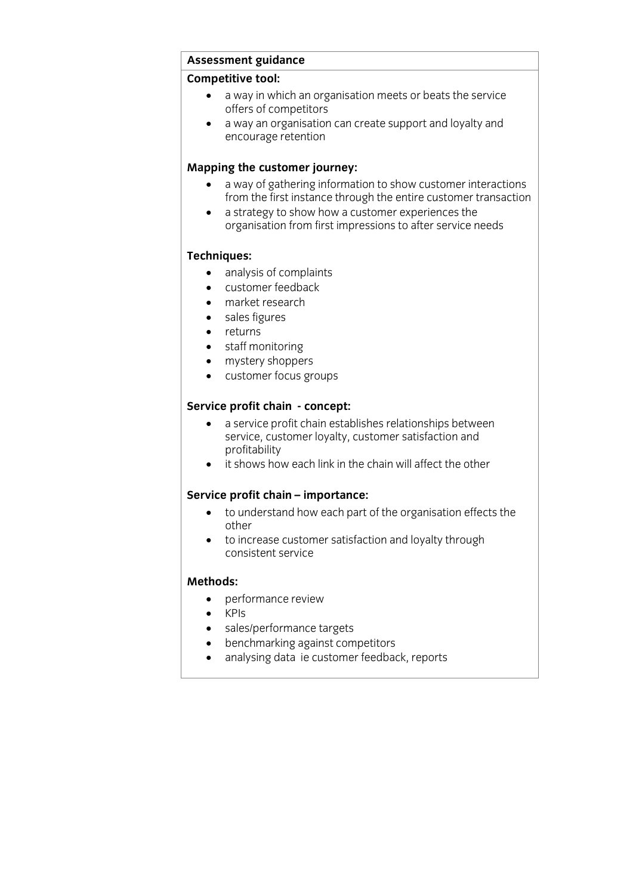## Assessment guidance

**Competitive tool:**

- a way in which an organisation meets or beats the service offers of competitors
- a way an organisation can create support and loyalty and encourage retention

**Mapping the customer journey:**

- a way of gathering information to show customer interactions from the first instance through the entire customer transaction
- a strategy to show how a customer experiences the organisation from first impressions to after service needs

**Techniques:**

- analysis of complaints
- customer feedback
- market research
- sales figures
- returns
- staff monitoring
- mystery shoppers
- customer focus groups

**Service profit chain - concept:**

- a service profit chain establishes relationships between service, customer loyalty, customer satisfaction and profitability
- it shows how each link in the chain will affect the other

**Service profit chain – importance:**

- to understand how each part of the organisation effects the other
- to increase customer satisfaction and loyalty through consistent service

**Methods:**

- performance review
- KPIs
- sales/performance targets
- benchmarking against competitors
- analysing data ie customer feedback, reports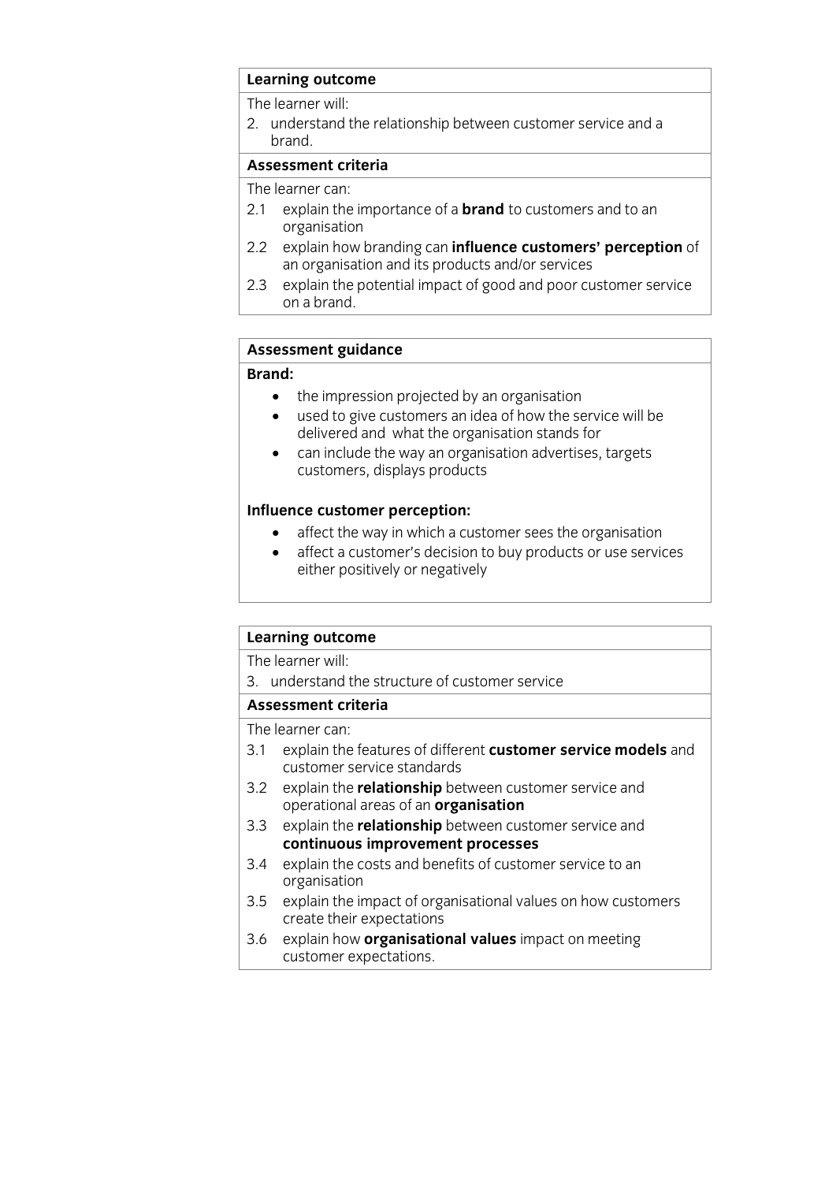| **Learning outcome** |
|---|
| The learner will: |
| 2. understand the relationship between customer service and a brand. |
| **Assessment criteria** |
| The learner can: |
| 2.1 explain the importance of a **brand** to customers and to an organisation |
| 2.2 explain how branding can **influence customers' perception** of an organisation and its products and/or services |
| 2.3 explain the potential impact of good and poor customer service on a brand. |

| **Assessment guidance** |
|---|
| **Brand:** <br> • the impression projected by an organisation <br> • used to give customers an idea of how the service will be delivered and what the organisation stands for <br> • can include the way an organisation advertises, targets customers, displays products <br><br> **Influence customer perception:** <br> • affect the way in which a customer sees the organisation <br> • affect a customer's decision to buy products or use services either positively or negatively |

| **Learning outcome** |
|---|
| The learner will: |
| 3. understand the structure of customer service |
| **Assessment criteria** |
| The learner can: |
| 3.1 explain the features of different **customer service models** and customer service standards |
| 3.2 explain the **relationship** between customer service and operational areas of an **organisation** |
| 3.3 explain the **relationship** between customer service and **continuous improvement processes** |
| 3.4 explain the costs and benefits of customer service to an organisation |
| 3.5 explain the impact of organisational values on how customers create their expectations |
| 3.6 explain how **organisational values** impact on meeting customer expectations. |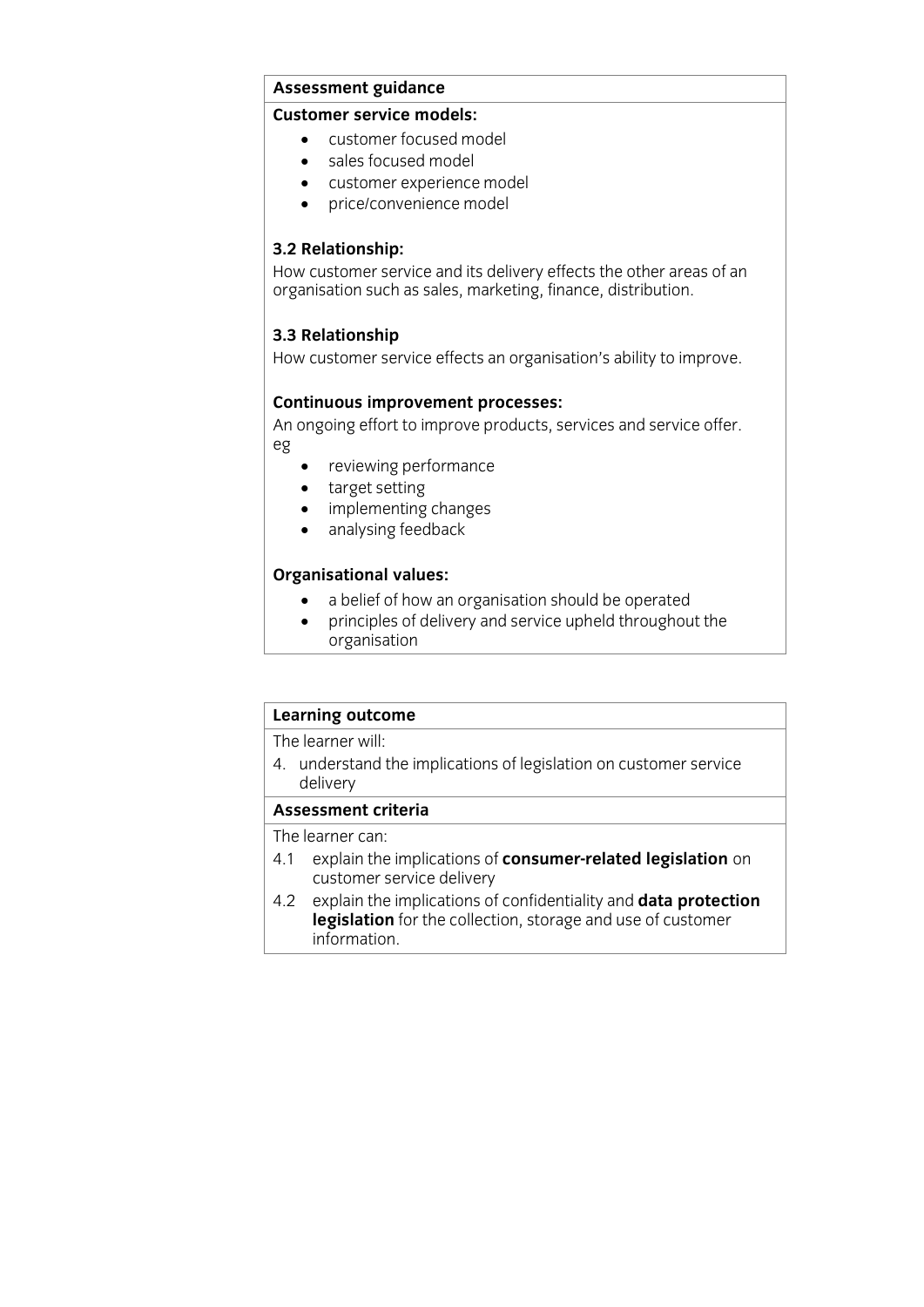| **Assessment guidance** |
|---|
| **Customer service models:**<br>• customer focused model<br>• sales focused model<br>• customer experience model<br>• price/convenience model<br><br>**3.2 Relationship:**<br>How customer service and its delivery effects the other areas of an organisation such as sales, marketing, finance, distribution.<br><br>**3.3 Relationship**<br>How customer service effects an organisation's ability to improve.<br><br>**Continuous improvement processes:**<br>An ongoing effort to improve products, services and service offer. eg<br>• reviewing performance<br>• target setting<br>• implementing changes<br>• analysing feedback<br><br>**Organisational values:**<br>• a belief of how an organisation should be operated<br>• principles of delivery and service upheld throughout the organisation |

| **Learning outcome** |
|---|
| The learner will: |
| 4. understand the implications of legislation on customer service delivery |
| **Assessment criteria** |
| The learner can: |
| 4.1 explain the implications of **consumer-related legislation** on customer service delivery |
| 4.2 explain the implications of confidentiality and **data protection legislation** for the collection, storage and use of customer information. |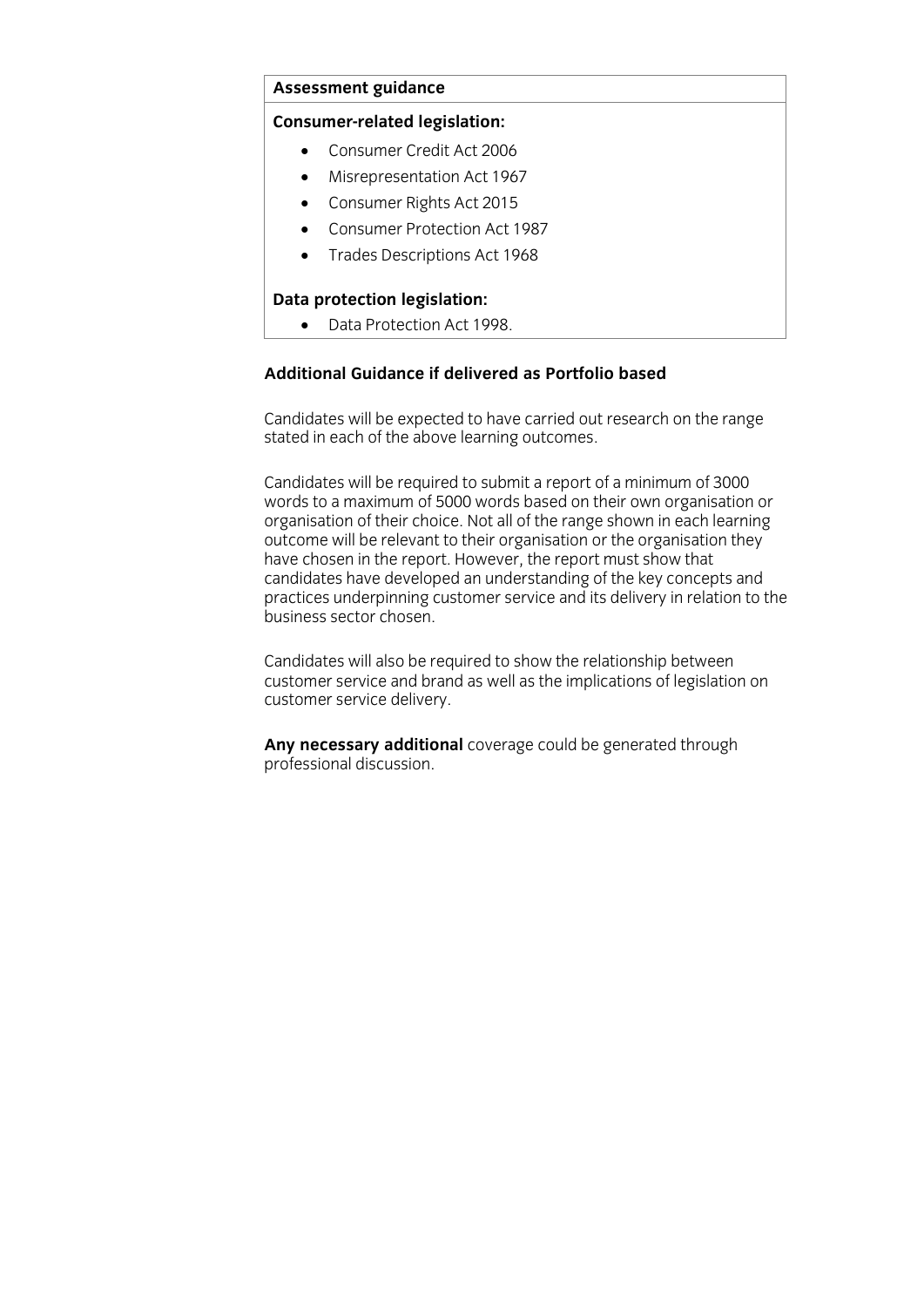| Assessment guidance |
| --- |
| **Consumer-related legislation:**<br>• Consumer Credit Act 2006<br>• Misrepresentation Act 1967<br>• Consumer Rights Act 2015<br>• Consumer Protection Act 1987<br>• Trades Descriptions Act 1968<br><br>**Data protection legislation:**<br>• Data Protection Act 1998. |

**Additional Guidance if delivered as Portfolio based**

Candidates will be expected to have carried out research on the range stated in each of the above learning outcomes.

Candidates will be required to submit a report of a minimum of 3000 words to a maximum of 5000 words based on their own organisation or organisation of their choice. Not all of the range shown in each learning outcome will be relevant to their organisation or the organisation they have chosen in the report. However, the report must show that candidates have developed an understanding of the key concepts and practices underpinning customer service and its delivery in relation to the business sector chosen.

Candidates will also be required to show the relationship between customer service and brand as well as the implications of legislation on customer service delivery.

**Any necessary additional** coverage could be generated through professional discussion.